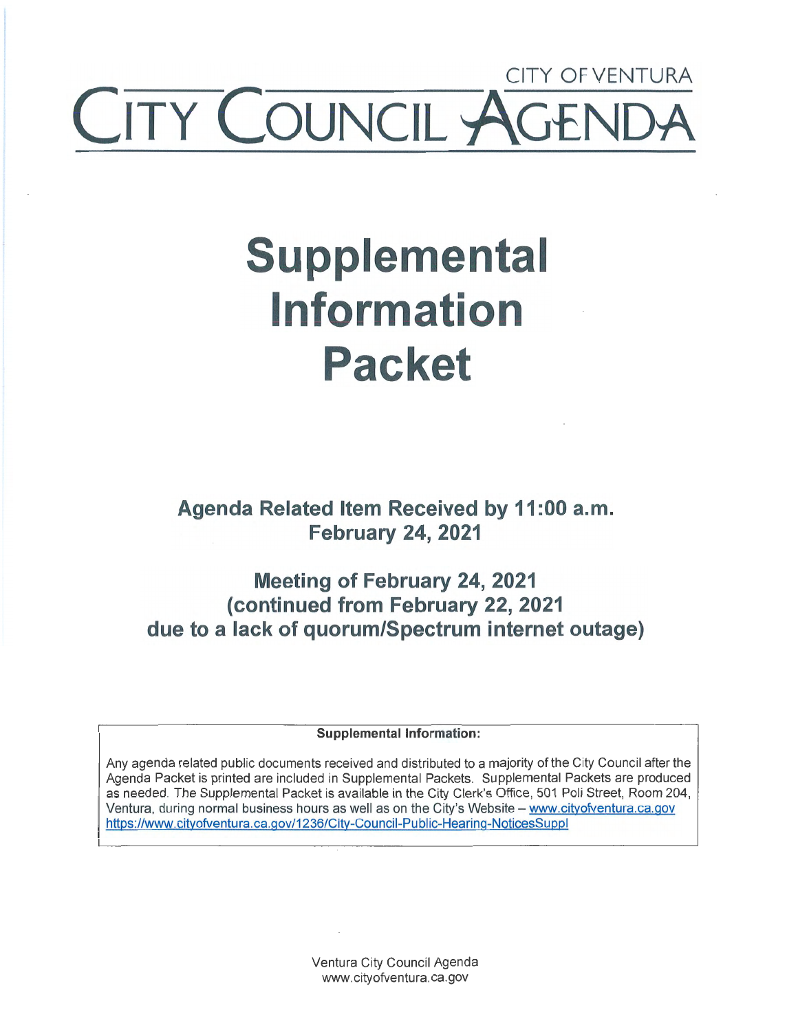CITY OF VENTURA

# CITY COUNCIL AGENDA

# Supplemental Information Packet

## Agenda Related Item Received by 11:00 a.m. February 24, 2021

## Meeting of February 24, 2021 (continued from February 22, 2021 due to a lack of quorum/Spectrum internet outage)

**Supplemental Information:**

Any agenda related public documents received and distributed to a majority of the City Council after the Agenda Packet is printed are included in Supplemental Packets. Supplemental Packets are produced as needed. The Supplemental Packet is available in the City Clerk's Office, 501 Poli Street, Room 204, Ventura, during normal business hours as well as on the City's Website – www.cityofventura.ca.gov https://www.cityofventura.ca.gov/1236/City-Council-Public-Hearing-NoticesSuppl

Ventura City Council Agenda
www.cityofventura.ca.gov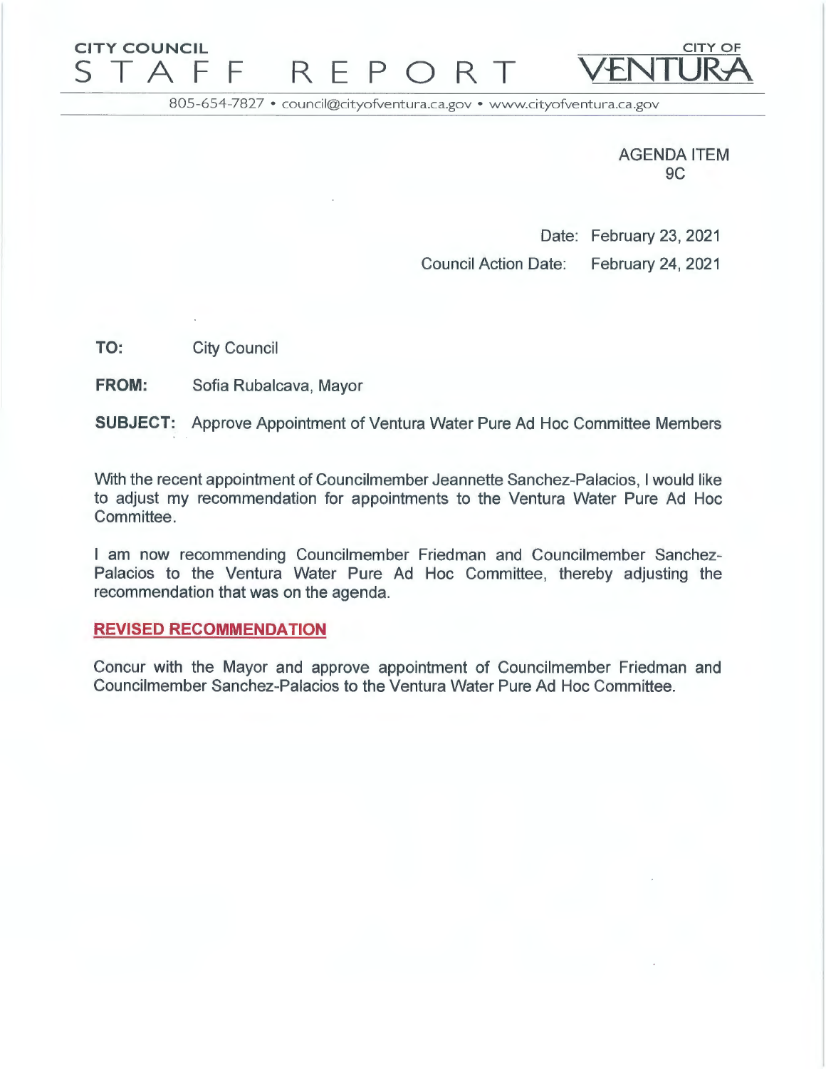CITY COUNCIL

# STAFF REPORT

CITY OF VENTURA

805-654-7827 • council@cityofventura.ca.gov • www.cityofventura.ca.gov

AGENDA ITEM
9C

Date: February 23, 2021

Council Action Date: February 24, 2021

**TO:** City Council

**FROM:** Sofia Rubalcava, Mayor

**SUBJECT:** Approve Appointment of Ventura Water Pure Ad Hoc Committee Members

With the recent appointment of Councilmember Jeannette Sanchez-Palacios, I would like to adjust my recommendation for appointments to the Ventura Water Pure Ad Hoc Committee.

I am now recommending Councilmember Friedman and Councilmember Sanchez-Palacios to the Ventura Water Pure Ad Hoc Committee, thereby adjusting the recommendation that was on the agenda.

## REVISED RECOMMENDATION

Concur with the Mayor and approve appointment of Councilmember Friedman and Councilmember Sanchez-Palacios to the Ventura Water Pure Ad Hoc Committee.